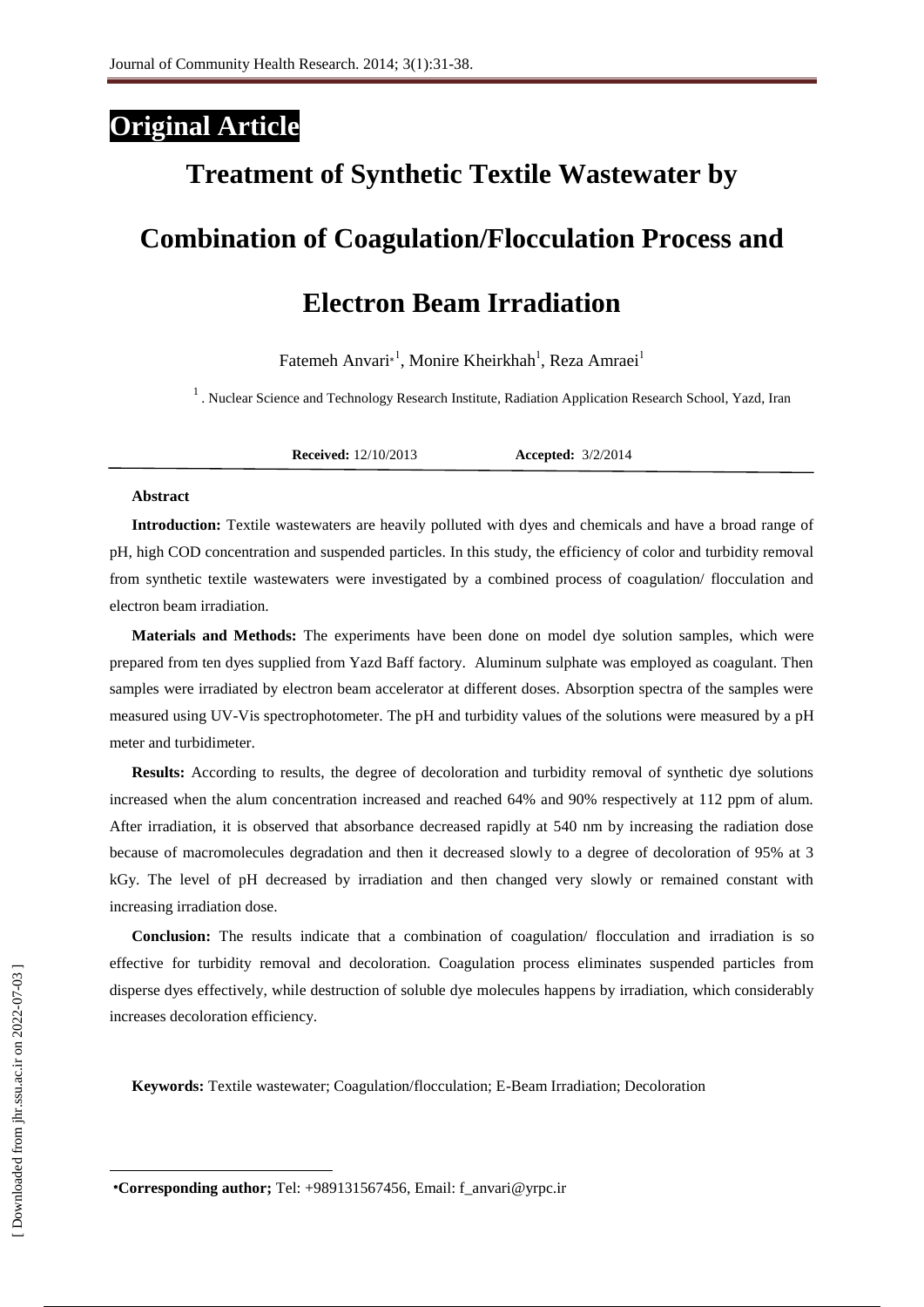**Original Article**

# Treatment of Synthetic Textile Wastewater by Combination of Coagulation/Flocculation Process and Electron Beam Irradiation

Fatemeh Anvari*[1], Monire Kheirkhah[1], Reza Amraei[1]

[1]. Nuclear Science and Technology Research Institute, Radiation Application Research School, Yazd, Iran

**Received:** 12/10/2013 **Accepted:** 3/2/2014

**Abstract**

**Introduction:** Textile wastewaters are heavily polluted with dyes and chemicals and have a broad range of pH, high COD concentration and suspended particles. In this study, the efficiency of color and turbidity removal from synthetic textile wastewaters were investigated by a combined process of coagulation/ flocculation and electron beam irradiation.

**Materials and Methods:** The experiments have been done on model dye solution samples, which were prepared from ten dyes supplied from Yazd Baff factory. Aluminum sulphate was employed as coagulant. Then samples were irradiated by electron beam accelerator at different doses. Absorption spectra of the samples were measured using UV-Vis spectrophotometer. The pH and turbidity values of the solutions were measured by a pH meter and turbidimeter.

**Results:** According to results, the degree of decoloration and turbidity removal of synthetic dye solutions increased when the alum concentration increased and reached 64% and 90% respectively at 112 ppm of alum. After irradiation, it is observed that absorbance decreased rapidly at 540 nm by increasing the radiation dose because of macromolecules degradation and then it decreased slowly to a degree of decoloration of 95% at 3 kGy. The level of pH decreased by irradiation and then changed very slowly or remained constant with increasing irradiation dose.

**Conclusion:** The results indicate that a combination of coagulation/ flocculation and irradiation is so effective for turbidity removal and decoloration. Coagulation process eliminates suspended particles from disperse dyes effectively, while destruction of soluble dye molecules happens by irradiation, which considerably increases decoloration efficiency.

**Keywords:** Textile wastewater; Coagulation/flocculation; E-Beam Irradiation; Decoloration

*Corresponding author; Tel: +989131567456, Email: f_anvari@yrpc.ir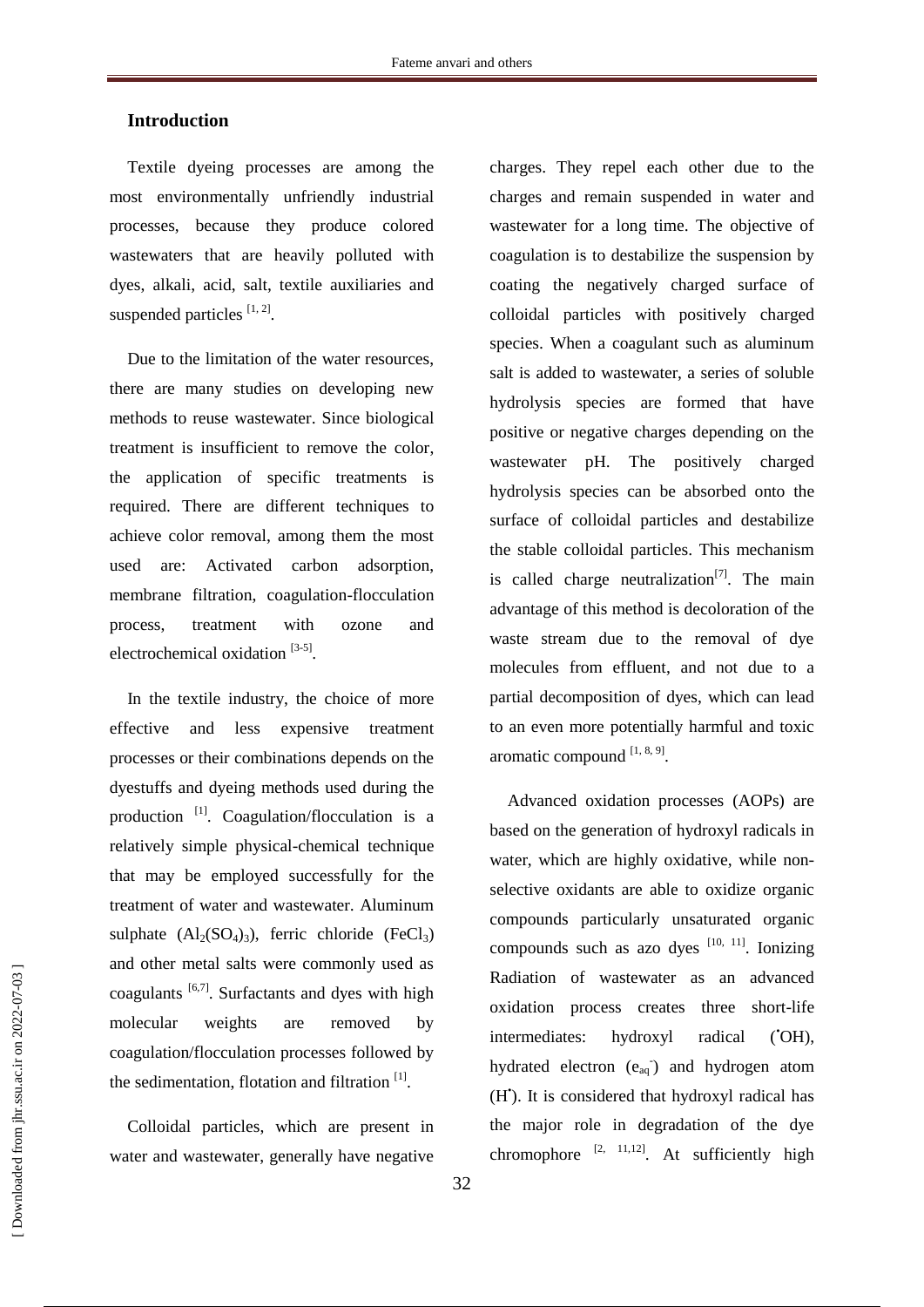## Introduction

Textile dyeing processes are among the most environmentally unfriendly industrial processes, because they produce colored wastewaters that are heavily polluted with dyes, alkali, acid, salt, textile auxiliaries and suspended particles [1, 2].

Due to the limitation of the water resources, there are many studies on developing new methods to reuse wastewater. Since biological treatment is insufficient to remove the color, the application of specific treatments is required. There are different techniques to achieve color removal, among them the most used are: Activated carbon adsorption, membrane filtration, coagulation-flocculation process, treatment with ozone and electrochemical oxidation [3-5].

In the textile industry, the choice of more effective and less expensive treatment processes or their combinations depends on the dyestuffs and dyeing methods used during the production [1]. Coagulation/flocculation is a relatively simple physical-chemical technique that may be employed successfully for the treatment of water and wastewater. Aluminum sulphate ($Al_2(SO_4)_3$), ferric chloride ($FeCl_3$) and other metal salts were commonly used as coagulants [6,7]. Surfactants and dyes with high molecular weights are removed by coagulation/flocculation processes followed by the sedimentation, flotation and filtration [1].

Colloidal particles, which are present in water and wastewater, generally have negative charges. They repel each other due to the charges and remain suspended in water and wastewater for a long time. The objective of coagulation is to destabilize the suspension by coating the negatively charged surface of colloidal particles with positively charged species. When a coagulant such as aluminum salt is added to wastewater, a series of soluble hydrolysis species are formed that have positive or negative charges depending on the wastewater pH. The positively charged hydrolysis species can be absorbed onto the surface of colloidal particles and destabilize the stable colloidal particles. This mechanism is called charge neutralization[7]. The main advantage of this method is decoloration of the waste stream due to the removal of dye molecules from effluent, and not due to a partial decomposition of dyes, which can lead to an even more potentially harmful and toxic aromatic compound [1, 8, 9].

Advanced oxidation processes (AOPs) are based on the generation of hydroxyl radicals in water, which are highly oxidative, while non-selective oxidants are able to oxidize organic compounds particularly unsaturated organic compounds such as azo dyes [10, 11]. Ionizing Radiation of wastewater as an advanced oxidation process creates three short-life intermediates: hydroxyl radical ($^{\bullet}OH$), hydrated electron ($e_{aq}^-$) and hydrogen atom ($H^{\bullet}$). It is considered that hydroxyl radical has the major role in degradation of the dye chromophore [2, 11,12]. At sufficiently high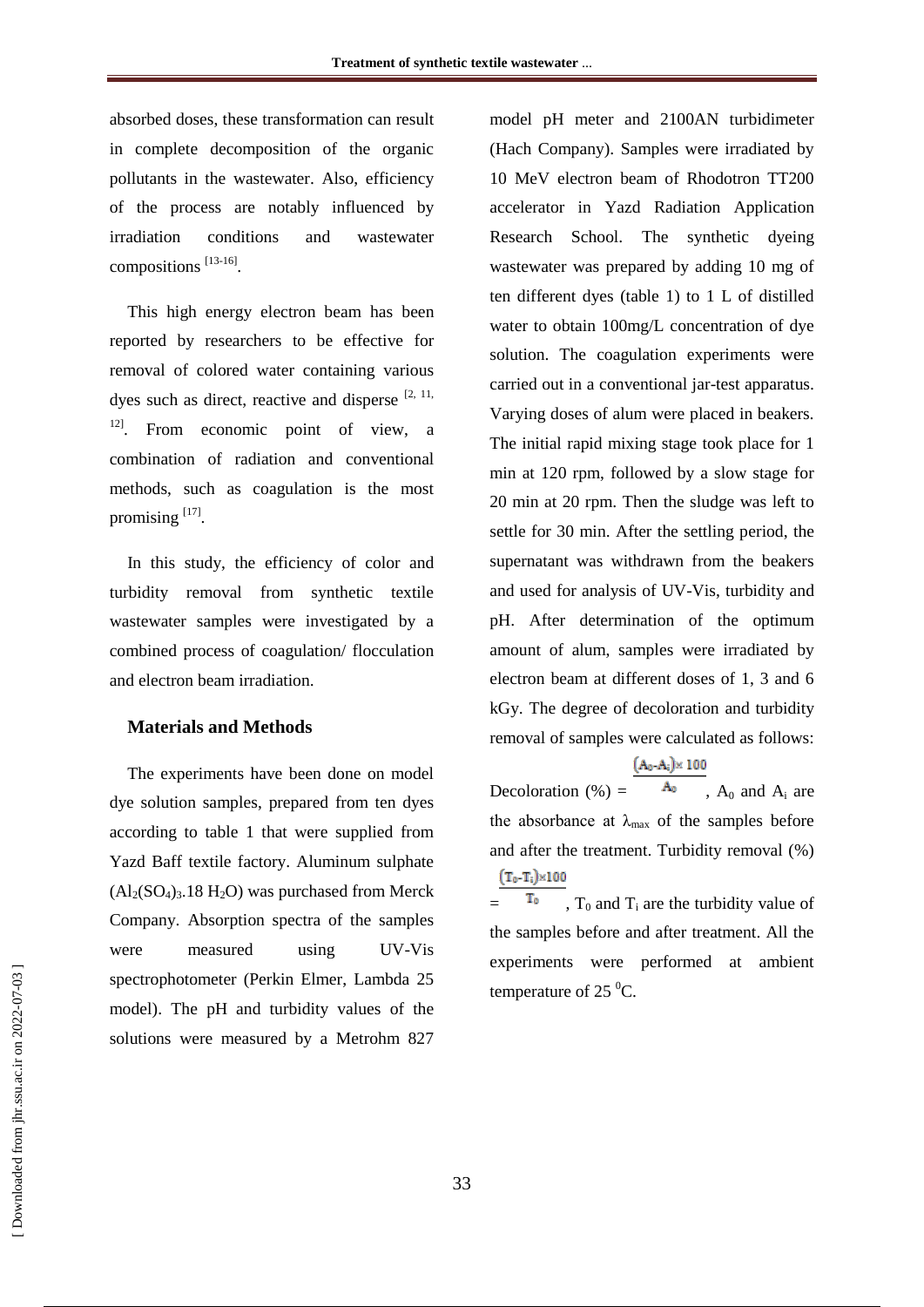absorbed doses, these transformation can result in complete decomposition of the organic pollutants in the wastewater. Also, efficiency of the process are notably influenced by irradiation conditions and wastewater compositions [13-16].

This high energy electron beam has been reported by researchers to be effective for removal of colored water containing various dyes such as direct, reactive and disperse [2, 11, 12]. From economic point of view, a combination of radiation and conventional methods, such as coagulation is the most promising [17].

In this study, the efficiency of color and turbidity removal from synthetic textile wastewater samples were investigated by a combined process of coagulation/ flocculation and electron beam irradiation.

## Materials and Methods

The experiments have been done on model dye solution samples, prepared from ten dyes according to table 1 that were supplied from Yazd Baff textile factory. Aluminum sulphate ($Al_2(SO_4)_3.18\ H_2O$) was purchased from Merck Company. Absorption spectra of the samples were measured using UV-Vis spectrophotometer (Perkin Elmer, Lambda 25 model). The pH and turbidity values of the solutions were measured by a Metrohm 827 model pH meter and 2100AN turbidimeter (Hach Company). Samples were irradiated by 10 MeV electron beam of Rhodotron TT200 accelerator in Yazd Radiation Application Research School. The synthetic dyeing wastewater was prepared by adding 10 mg of ten different dyes (table 1) to 1 L of distilled water to obtain 100mg/L concentration of dye solution. The coagulation experiments were carried out in a conventional jar-test apparatus. Varying doses of alum were placed in beakers. The initial rapid mixing stage took place for 1 min at 120 rpm, followed by a slow stage for 20 min at 20 rpm. Then the sludge was left to settle for 30 min. After the settling period, the supernatant was withdrawn from the beakers and used for analysis of UV-Vis, turbidity and pH. After determination of the optimum amount of alum, samples were irradiated by electron beam at different doses of 1, 3 and 6 kGy. The degree of decoloration and turbidity removal of samples were calculated as follows:

Decoloration (%) = $\frac{(A_0-A_i)\times 100}{A_0}$, $A_0$ and $A_i$ are the absorbance at $\lambda_{max}$ of the samples before and after the treatment. Turbidity removal (%) = $\frac{(T_0-T_i)\times 100}{T_0}$, $T_0$ and $T_i$ are the turbidity value of the samples before and after treatment. All the experiments were performed at ambient temperature of 25 $^0$C.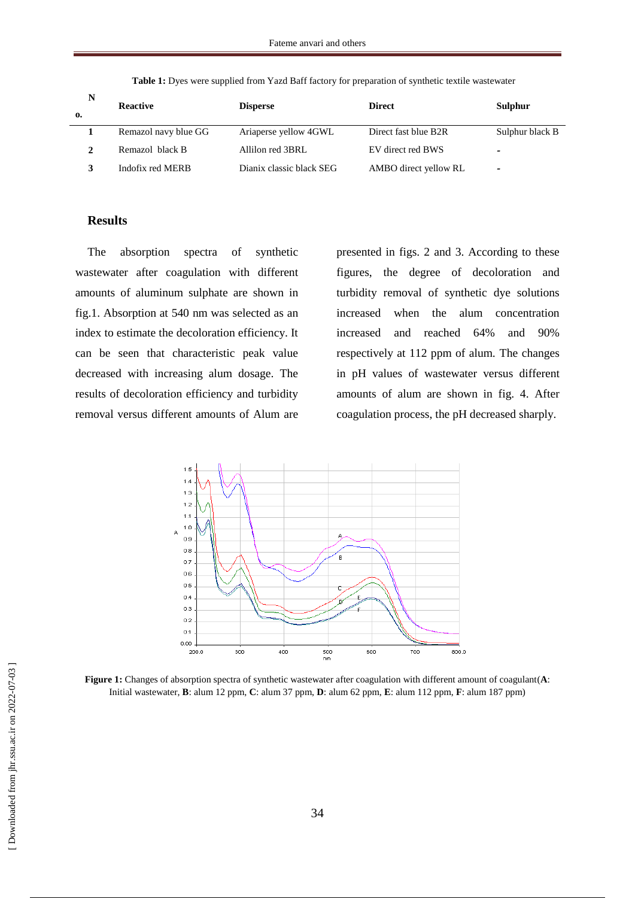**Table 1:** Dyes were supplied from Yazd Baff factory for preparation of synthetic textile wastewater

| No. | Reactive | Disperse | Direct | Sulphur |
|---|---|---|---|---|
| 1 | Remazol navy blue GG | Ariaperse yellow 4GWL | Direct fast blue B2R | Sulphur black B |
| 2 | Remazol black B | Allilon red 3BRL | EV direct red BWS | - |
| 3 | Indofix red MERB | Dianix classic black SEG | AMBO direct yellow RL | - |

## Results

The absorption spectra of synthetic wastewater after coagulation with different amounts of aluminum sulphate are shown in fig.1. Absorption at 540 nm was selected as an index to estimate the decoloration efficiency. It can be seen that characteristic peak value decreased with increasing alum dosage. The results of decoloration efficiency and turbidity removal versus different amounts of Alum are presented in figs. 2 and 3. According to these figures, the degree of decoloration and turbidity removal of synthetic dye solutions increased when the alum concentration increased and reached 64% and 90% respectively at 112 ppm of alum. The changes in pH values of wastewater versus different amounts of alum are shown in fig. 4. After coagulation process, the pH decreased sharply.

**Figure 1:** Changes of absorption spectra of synthetic wastewater after coagulation with different amount of coagulant(**A**: Initial wastewater, **B**: alum 12 ppm, **C**: alum 37 ppm, **D**: alum 62 ppm, **E**: alum 112 ppm, **F**: alum 187 ppm)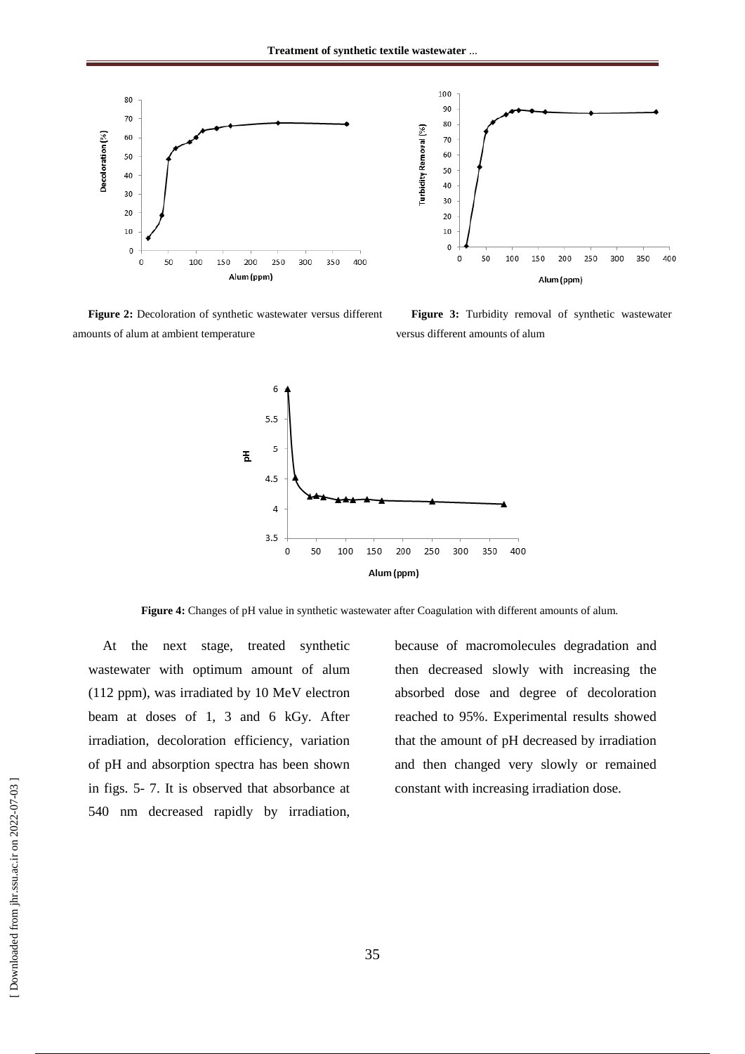**Figure 2:** Decoloration of synthetic wastewater versus different amounts of alum at ambient temperature

**Figure 3:** Turbidity removal of synthetic wastewater versus different amounts of alum

**Figure 4:** Changes of pH value in synthetic wastewater after Coagulation with different amounts of alum.

At the next stage, treated synthetic wastewater with optimum amount of alum (112 ppm), was irradiated by 10 MeV electron beam at doses of 1, 3 and 6 kGy. After irradiation, decoloration efficiency, variation of pH and absorption spectra has been shown in figs. 5- 7. It is observed that absorbance at 540 nm decreased rapidly by irradiation, because of macromolecules degradation and then decreased slowly with increasing the absorbed dose and degree of decoloration reached to 95%. Experimental results showed that the amount of pH decreased by irradiation and then changed very slowly or remained constant with increasing irradiation dose.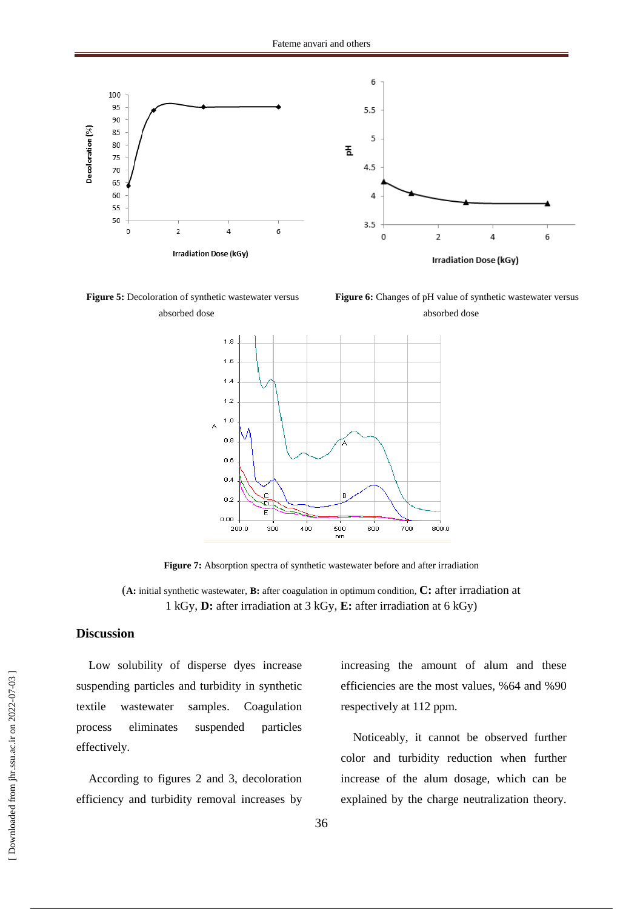**Figure 5:** Decoloration of synthetic wastewater versus absorbed dose

**Figure 6:** Changes of pH value of synthetic wastewater versus absorbed dose

**Figure 7:** Absorption spectra of synthetic wastewater before and after irradiation

(**A:** initial synthetic wastewater, **B:** after coagulation in optimum condition, **C:** after irradiation at 1 kGy, **D:** after irradiation at 3 kGy, **E:** after irradiation at 6 kGy)

## Discussion

Low solubility of disperse dyes increase suspending particles and turbidity in synthetic textile wastewater samples. Coagulation process eliminates suspended particles effectively.

According to figures 2 and 3, decoloration efficiency and turbidity removal increases by increasing the amount of alum and these efficiencies are the most values, %64 and %90 respectively at 112 ppm.

Noticeably, it cannot be observed further color and turbidity reduction when further increase of the alum dosage, which can be explained by the charge neutralization theory.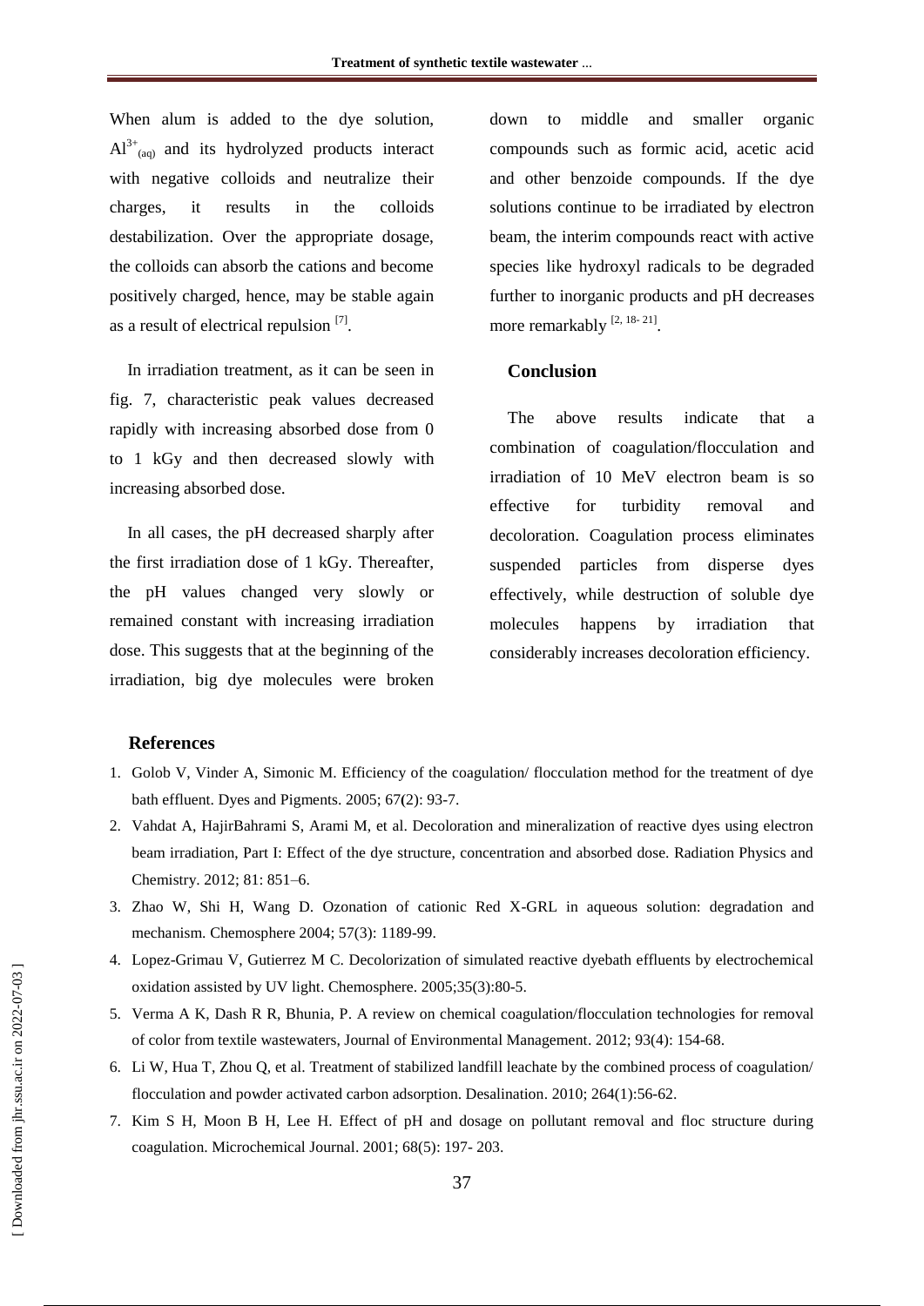When alum is added to the dye solution, $Al^{3+}_{(aq)}$ and its hydrolyzed products interact with negative colloids and neutralize their charges, it results in the colloids destabilization. Over the appropriate dosage, the colloids can absorb the cations and become positively charged, hence, may be stable again as a result of electrical repulsion [7].

In irradiation treatment, as it can be seen in fig. 7, characteristic peak values decreased rapidly with increasing absorbed dose from 0 to 1 kGy and then decreased slowly with increasing absorbed dose.

In all cases, the pH decreased sharply after the first irradiation dose of 1 kGy. Thereafter, the pH values changed very slowly or remained constant with increasing irradiation dose. This suggests that at the beginning of the irradiation, big dye molecules were broken down to middle and smaller organic compounds such as formic acid, acetic acid and other benzoide compounds. If the dye solutions continue to be irradiated by electron beam, the interim compounds react with active species like hydroxyl radicals to be degraded further to inorganic products and pH decreases more remarkably [2, 18- 21].

## Conclusion

The above results indicate that a combination of coagulation/flocculation and irradiation of 10 MeV electron beam is so effective for turbidity removal and decoloration. Coagulation process eliminates suspended particles from disperse dyes effectively, while destruction of soluble dye molecules happens by irradiation that considerably increases decoloration efficiency.

## References

1. Golob V, Vinder A, Simonic M. Efficiency of the coagulation/ flocculation method for the treatment of dye bath effluent. Dyes and Pigments. 2005; 67(2): 93-7.
2. Vahdat A, HajirBahrami S, Arami M, et al. Decoloration and mineralization of reactive dyes using electron beam irradiation, Part I: Effect of the dye structure, concentration and absorbed dose. Radiation Physics and Chemistry. 2012; 81: 851–6.
3. Zhao W, Shi H, Wang D. Ozonation of cationic Red X-GRL in aqueous solution: degradation and mechanism. Chemosphere 2004; 57(3): 1189-99.
4. Lopez-Grimau V, Gutierrez M C. Decolorization of simulated reactive dyebath effluents by electrochemical oxidation assisted by UV light. Chemosphere. 2005;35(3):80-5.
5. Verma A K, Dash R R, Bhunia, P. A review on chemical coagulation/flocculation technologies for removal of color from textile wastewaters, Journal of Environmental Management. 2012; 93(4): 154-68.
6. Li W, Hua T, Zhou Q, et al. Treatment of stabilized landfill leachate by the combined process of coagulation/ flocculation and powder activated carbon adsorption. Desalination. 2010; 264(1):56-62.
7. Kim S H, Moon B H, Lee H. Effect of pH and dosage on pollutant removal and floc structure during coagulation. Microchemical Journal. 2001; 68(5): 197- 203.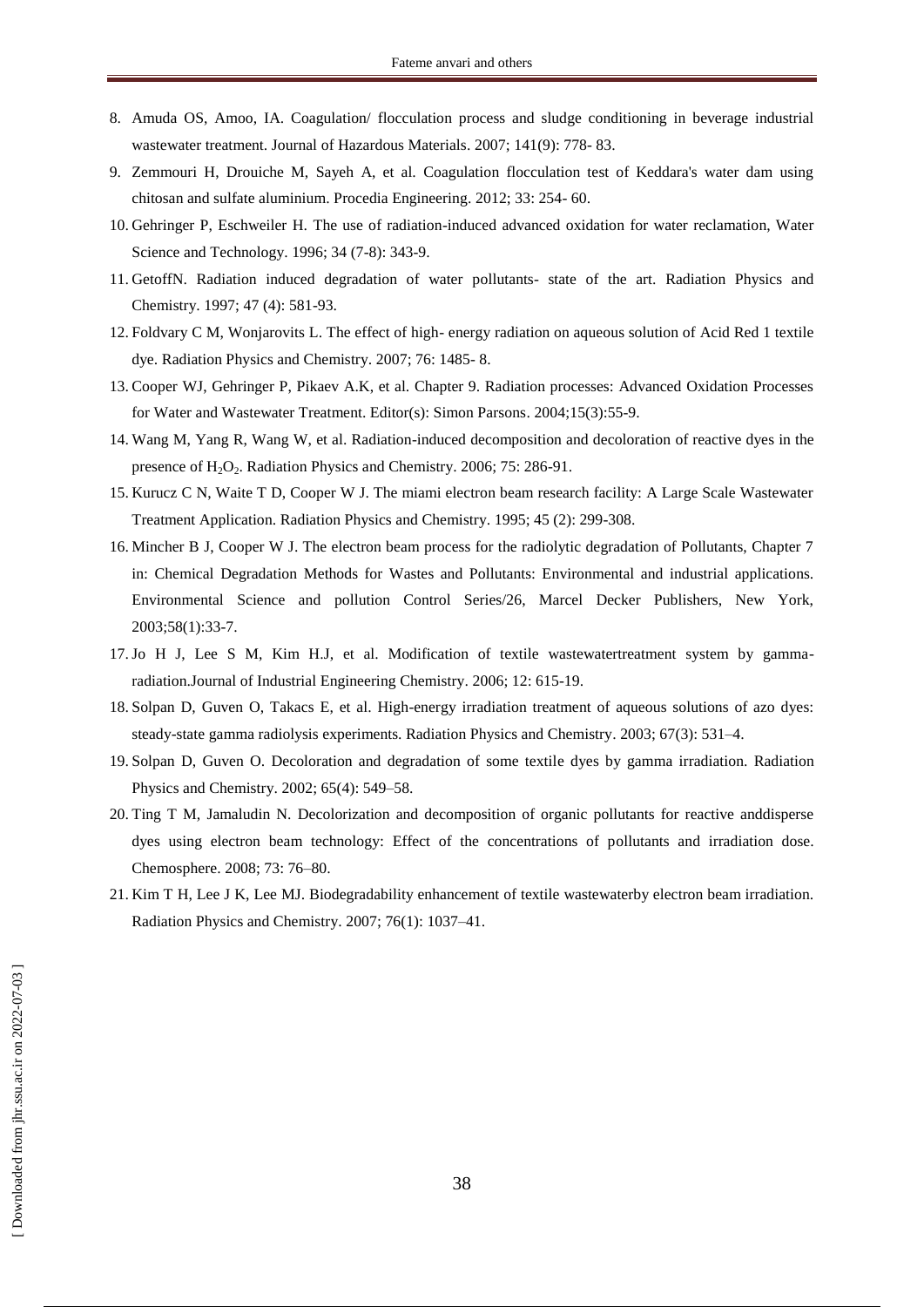8. Amuda OS, Amoo, IA. Coagulation/ flocculation process and sludge conditioning in beverage industrial wastewater treatment. Journal of Hazardous Materials. 2007; 141(9): 778- 83.
9. Zemmouri H, Drouiche M, Sayeh A, et al. Coagulation flocculation test of Keddara's water dam using chitosan and sulfate aluminium. Procedia Engineering. 2012; 33: 254- 60.
10. Gehringer P, Eschweiler H. The use of radiation-induced advanced oxidation for water reclamation, Water Science and Technology. 1996; 34 (7-8): 343-9.
11. GetoffN. Radiation induced degradation of water pollutants- state of the art. Radiation Physics and Chemistry. 1997; 47 (4): 581-93.
12. Foldvary C M, Wonjarovits L. The effect of high- energy radiation on aqueous solution of Acid Red 1 textile dye. Radiation Physics and Chemistry. 2007; 76: 1485- 8.
13. Cooper WJ, Gehringer P, Pikaev A.K, et al. Chapter 9. Radiation processes: Advanced Oxidation Processes for Water and Wastewater Treatment. Editor(s): Simon Parsons. 2004;15(3):55-9.
14. Wang M, Yang R, Wang W, et al. Radiation-induced decomposition and decoloration of reactive dyes in the presence of $H_2O_2$. Radiation Physics and Chemistry. 2006; 75: 286-91.
15. Kurucz C N, Waite T D, Cooper W J. The miami electron beam research facility: A Large Scale Wastewater Treatment Application. Radiation Physics and Chemistry. 1995; 45 (2): 299-308.
16. Mincher B J, Cooper W J. The electron beam process for the radiolytic degradation of Pollutants, Chapter 7 in: Chemical Degradation Methods for Wastes and Pollutants: Environmental and industrial applications. Environmental Science and pollution Control Series/26, Marcel Decker Publishers, New York, 2003;58(1):33-7.
17. Jo H J, Lee S M, Kim H.J, et al. Modification of textile wastewatertreatment system by gamma-radiation.Journal of Industrial Engineering Chemistry. 2006; 12: 615-19.
18. Solpan D, Guven O, Takacs E, et al. High-energy irradiation treatment of aqueous solutions of azo dyes: steady-state gamma radiolysis experiments. Radiation Physics and Chemistry. 2003; 67(3): 531–4.
19. Solpan D, Guven O. Decoloration and degradation of some textile dyes by gamma irradiation. Radiation Physics and Chemistry. 2002; 65(4): 549–58.
20. Ting T M, Jamaludin N. Decolorization and decomposition of organic pollutants for reactive anddisperse dyes using electron beam technology: Effect of the concentrations of pollutants and irradiation dose. Chemosphere. 2008; 73: 76–80.
21. Kim T H, Lee J K, Lee MJ. Biodegradability enhancement of textile wastewaterby electron beam irradiation. Radiation Physics and Chemistry. 2007; 76(1): 1037–41.